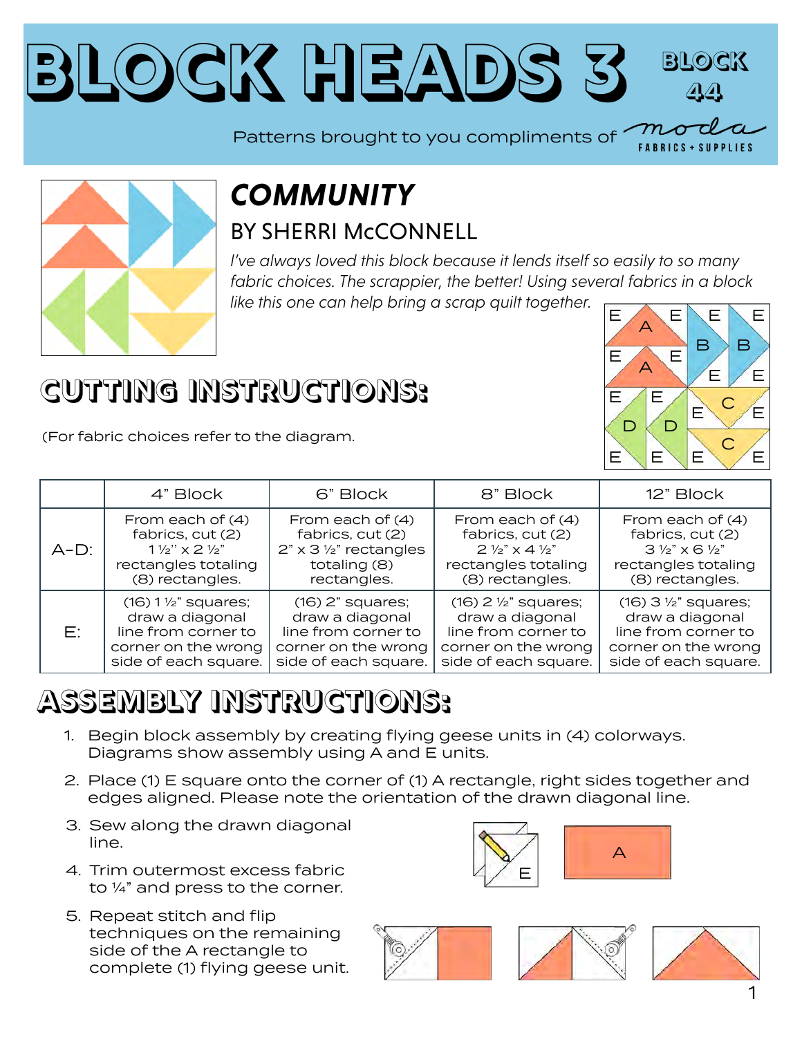# BLOCK HEADS 3

**BLOCK 44**

Patterns brought to you compliments of moda FABRICS + SUPPLIES

## *COMMUNITY*

### BY SHERRI McCONNELL

*I've always loved this block because it lends itself so easily to so many fabric choices. The scrappier, the better! Using several fabrics in a block like this one can help bring a scrap quilt together.*

## CUTTING INSTRUCTIONS:

(For fabric choices refer to the diagram.

| | 4" Block | 6" Block | 8" Block | 12" Block |
|---|---|---|---|---|
| A-D: | From each of (4) fabrics, cut (2) 1 ½" x 2 ½" rectangles totaling (8) rectangles. | From each of (4) fabrics, cut (2) 2" x 3 ½" rectangles totaling (8) rectangles. | From each of (4) fabrics, cut (2) 2 ½" x 4 ½" rectangles totaling (8) rectangles. | From each of (4) fabrics, cut (2) 3 ½" x 6 ½" rectangles totaling (8) rectangles. |
| E: | (16) 1 ½" squares; draw a diagonal line from corner to corner on the wrong side of each square. | (16) 2" squares; draw a diagonal line from corner to corner on the wrong side of each square. | (16) 2 ½" squares; draw a diagonal line from corner to corner on the wrong side of each square. | (16) 3 ½" squares; draw a diagonal line from corner to corner on the wrong side of each square. |

## ASSEMBLY INSTRUCTIONS:

1. Begin block assembly by creating flying geese units in (4) colorways. Diagrams show assembly using A and E units.
2. Place (1) E square onto the corner of (1) A rectangle, right sides together and edges aligned. Please note the orientation of the drawn diagonal line.
3. Sew along the drawn diagonal line.
4. Trim outermost excess fabric to ¼" and press to the corner.
5. Repeat stitch and flip techniques on the remaining side of the A rectangle to complete (1) flying geese unit.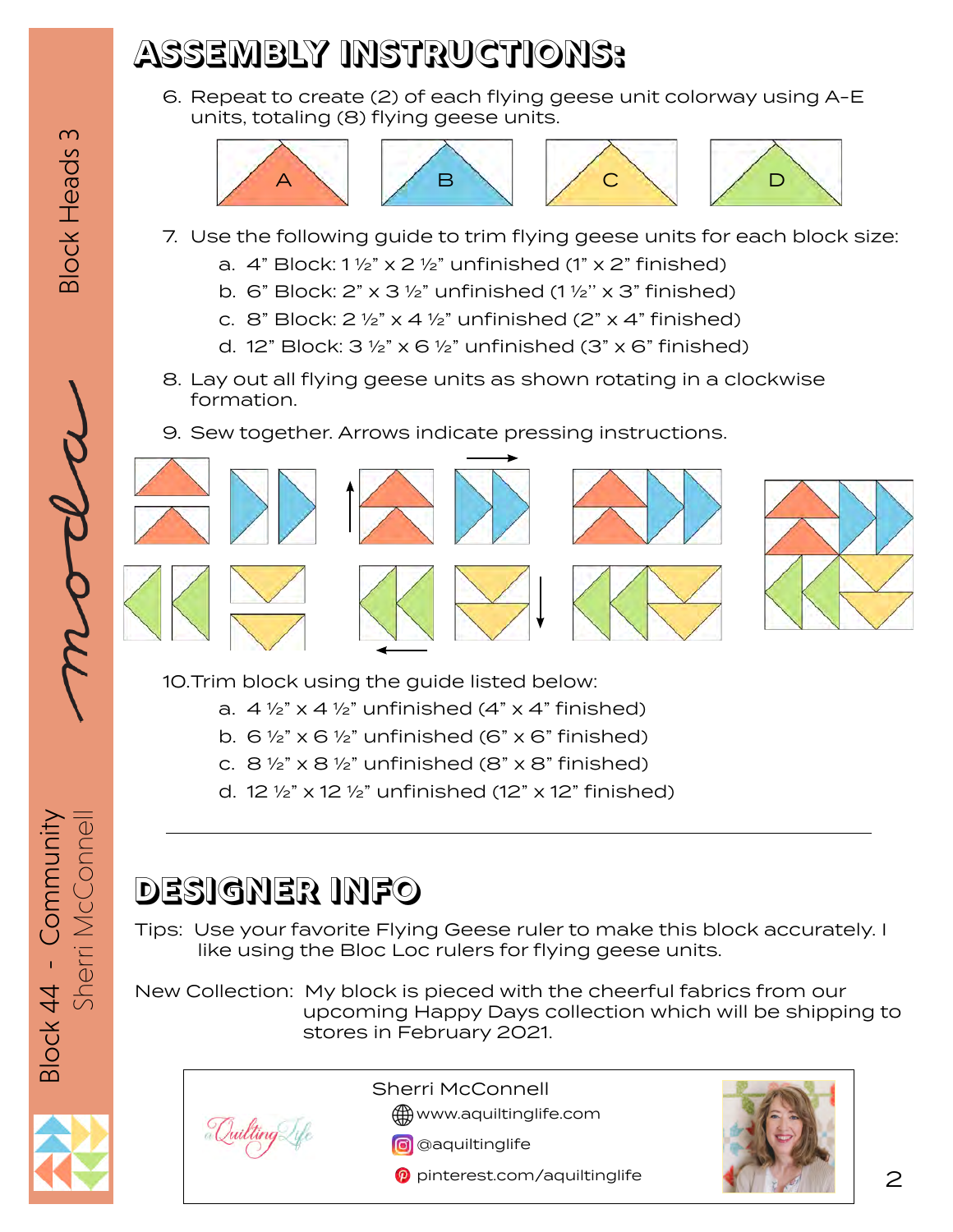# ASSEMBLY INSTRUCTIONS:

6. Repeat to create (2) of each flying geese unit colorway using A-E units, totaling (8) flying geese units.

A B C D

7. Use the following guide to trim flying geese units for each block size:
   a. 4" Block: 1 ½" x 2 ½" unfinished (1" x 2" finished)
   b. 6" Block: 2" x 3 ½" unfinished (1 ½" x 3" finished)
   c. 8" Block: 2 ½" x 4 ½" unfinished (2" x 4" finished)
   d. 12" Block: 3 ½" x 6 ½" unfinished (3" x 6" finished)

8. Lay out all flying geese units as shown rotating in a clockwise formation.

9. Sew together. Arrows indicate pressing instructions.

10. Trim block using the guide listed below:
    a. 4 ½" x 4 ½" unfinished (4" x 4" finished)
    b. 6 ½" x 6 ½" unfinished (6" x 6" finished)
    c. 8 ½" x 8 ½" unfinished (8" x 8" finished)
    d. 12 ½" x 12 ½" unfinished (12" x 12" finished)

---

# DESIGNER INFO

Tips: Use your favorite Flying Geese ruler to make this block accurately. I like using the Bloc Loc rulers for flying geese units.

New Collection: My block is pieced with the cheerful fabrics from our upcoming Happy Days collection which will be shipping to stores in February 2021.

Sherri McConnell
www.aquiltinglife.com
@aquiltinglife
pinterest.com/aquiltinglife